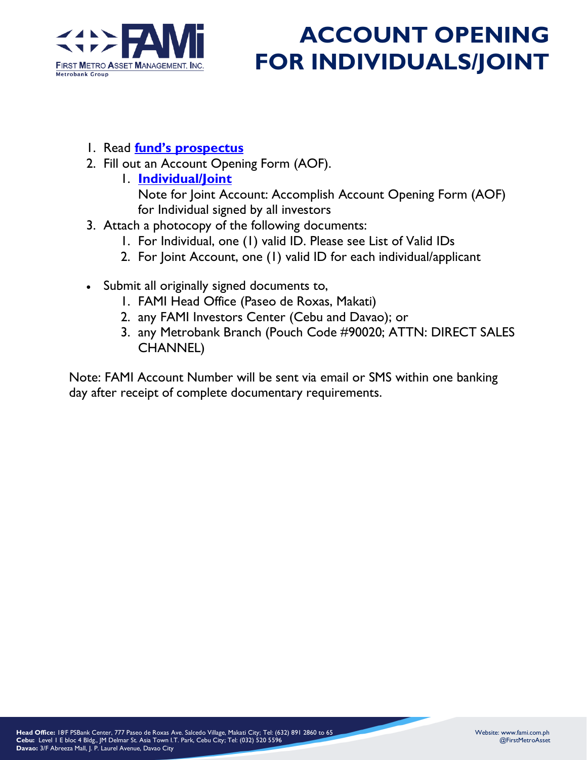# ACCOUNT OPENING FOR INDIVIDUALS/JOINT

1. Read **fund's prospectus**
2. Fill out an Account Opening Form (AOF).
    1. **Individual/Joint**
       Note for Joint Account: Accomplish Account Opening Form (AOF) for Individual signed by all investors
3. Attach a photocopy of the following documents:
    1. For Individual, one (1) valid ID. Please see List of Valid IDs
    2. For Joint Account, one (1) valid ID for each individual/applicant

- Submit all originally signed documents to,
    1. FAMI Head Office (Paseo de Roxas, Makati)
    2. any FAMI Investors Center (Cebu and Davao); or
    3. any Metrobank Branch (Pouch Code #90020; ATTN: DIRECT SALES CHANNEL)

Note: FAMI Account Number will be sent via email or SMS within one banking day after receipt of complete documentary requirements.

**Head Office:** 18/F PSBank Center, 777 Paseo de Roxas Ave. Salcedo Village, Makati City; Tel: (632) 891 2860 to 65
**Cebu:** Level 1 E bloc 4 Bldg., JM Delmar St. Asia Town I.T. Park, Cebu City; Tel: (032) 520 5596
**Davao:** 3/F Abreeza Mall, J. P. Laurel Avenue, Davao City

Website: www.fami.com.ph
@FirstMetroAsset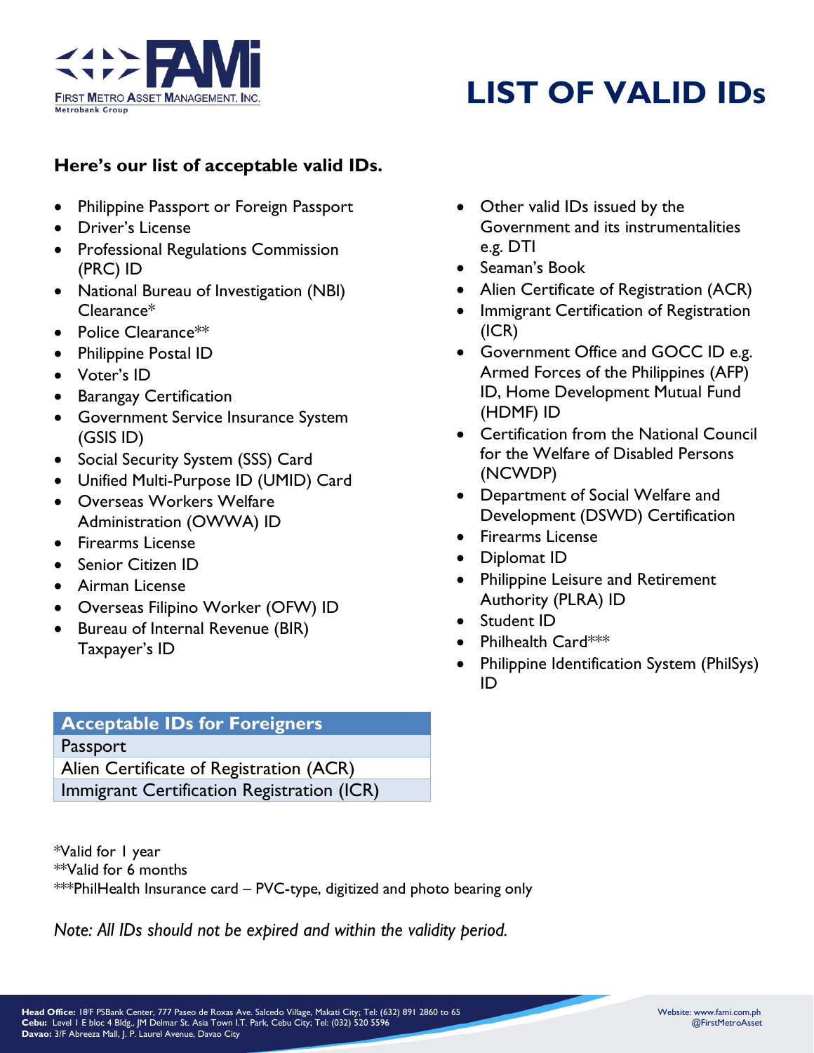# LIST OF VALID IDs

**Here's our list of acceptable valid IDs.**

- Philippine Passport or Foreign Passport
- Driver's License
- Professional Regulations Commission (PRC) ID
- National Bureau of Investigation (NBI) Clearance*
- Police Clearance**
- Philippine Postal ID
- Voter's ID
- Barangay Certification
- Government Service Insurance System (GSIS ID)
- Social Security System (SSS) Card
- Unified Multi-Purpose ID (UMID) Card
- Overseas Workers Welfare Administration (OWWA) ID
- Firearms License
- Senior Citizen ID
- Airman License
- Overseas Filipino Worker (OFW) ID
- Bureau of Internal Revenue (BIR) Taxpayer's ID
- Other valid IDs issued by the Government and its instrumentalities e.g. DTI
- Seaman's Book
- Alien Certificate of Registration (ACR)
- Immigrant Certification of Registration (ICR)
- Government Office and GOCC ID e.g. Armed Forces of the Philippines (AFP) ID, Home Development Mutual Fund (HDMF) ID
- Certification from the National Council for the Welfare of Disabled Persons (NCWDP)
- Department of Social Welfare and Development (DSWD) Certification
- Firearms License
- Diplomat ID
- Philippine Leisure and Retirement Authority (PLRA) ID
- Student ID
- Philhealth Card***
- Philippine Identification System (PhilSys) ID

| Acceptable IDs for Foreigners |
|---|
| Passport |
| Alien Certificate of Registration (ACR) |
| Immigrant Certification Registration (ICR) |

*Valid for 1 year
**Valid for 6 months
***PhilHealth Insurance card – PVC-type, digitized and photo bearing only

*Note: All IDs should not be expired and within the validity period.*

**Head Office:** 18/F PSBank Center, 777 Paseo de Roxas Ave. Salcedo Village, Makati City; Tel: (632) 891 2860 to 65
**Cebu:** Level 1 E bloc 4 Bldg., JM Delmar St. Asia Town I.T. Park, Cebu City; Tel: (032) 520 5596
**Davao:** 3/F Abreeza Mall, J. P. Laurel Avenue, Davao City

Website: www.fami.com.ph
@FirstMetroAsset